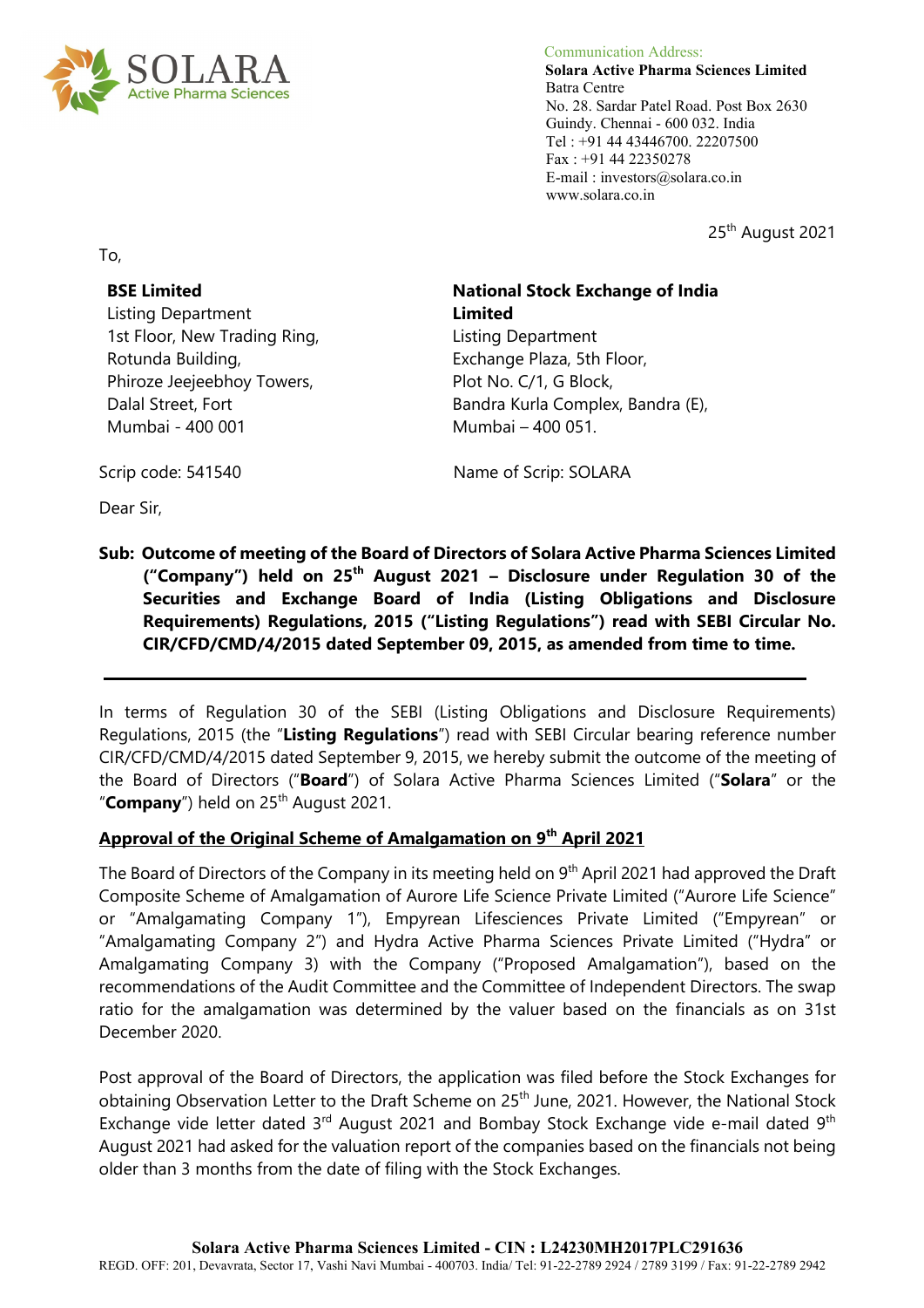Communication Address:
**Solara Active Pharma Sciences Limited**
Batra Centre
No. 28. Sardar Patel Road. Post Box 2630
Guindy. Chennai - 600 032. India
Tel : +91 44 43446700. 22207500
Fax : +91 44 22350278
E-mail : investors@solara.co.in
www.solara.co.in

25th August 2021

To,

**BSE Limited**
Listing Department
1st Floor, New Trading Ring,
Rotunda Building,
Phiroze Jeejeebhoy Towers,
Dalal Street, Fort
Mumbai - 400 001

Scrip code: 541540

**National Stock Exchange of India Limited**
Listing Department
Exchange Plaza, 5th Floor,
Plot No. C/1, G Block,
Bandra Kurla Complex, Bandra (E),
Mumbai – 400 051.

Name of Scrip: SOLARA

Dear Sir,

**Sub: Outcome of meeting of the Board of Directors of Solara Active Pharma Sciences Limited ("Company") held on 25th August 2021 – Disclosure under Regulation 30 of the Securities and Exchange Board of India (Listing Obligations and Disclosure Requirements) Regulations, 2015 ("Listing Regulations") read with SEBI Circular No. CIR/CFD/CMD/4/2015 dated September 09, 2015, as amended from time to time.**

---

In terms of Regulation 30 of the SEBI (Listing Obligations and Disclosure Requirements) Regulations, 2015 (the "**Listing Regulations**") read with SEBI Circular bearing reference number CIR/CFD/CMD/4/2015 dated September 9, 2015, we hereby submit the outcome of the meeting of the Board of Directors ("**Board**") of Solara Active Pharma Sciences Limited ("**Solara**" or the "**Company**") held on 25th August 2021.

**<u>Approval of the Original Scheme of Amalgamation on 9th April 2021</u>**

The Board of Directors of the Company in its meeting held on 9th April 2021 had approved the Draft Composite Scheme of Amalgamation of Aurore Life Science Private Limited ("Aurore Life Science" or "Amalgamating Company 1"), Empyrean Lifesciences Private Limited ("Empyrean" or "Amalgamating Company 2") and Hydra Active Pharma Sciences Private Limited ("Hydra" or Amalgamating Company 3) with the Company ("Proposed Amalgamation"), based on the recommendations of the Audit Committee and the Committee of Independent Directors. The swap ratio for the amalgamation was determined by the valuer based on the financials as on 31st December 2020.

Post approval of the Board of Directors, the application was filed before the Stock Exchanges for obtaining Observation Letter to the Draft Scheme on 25th June, 2021. However, the National Stock Exchange vide letter dated 3rd August 2021 and Bombay Stock Exchange vide e-mail dated 9th August 2021 had asked for the valuation report of the companies based on the financials not being older than 3 months from the date of filing with the Stock Exchanges.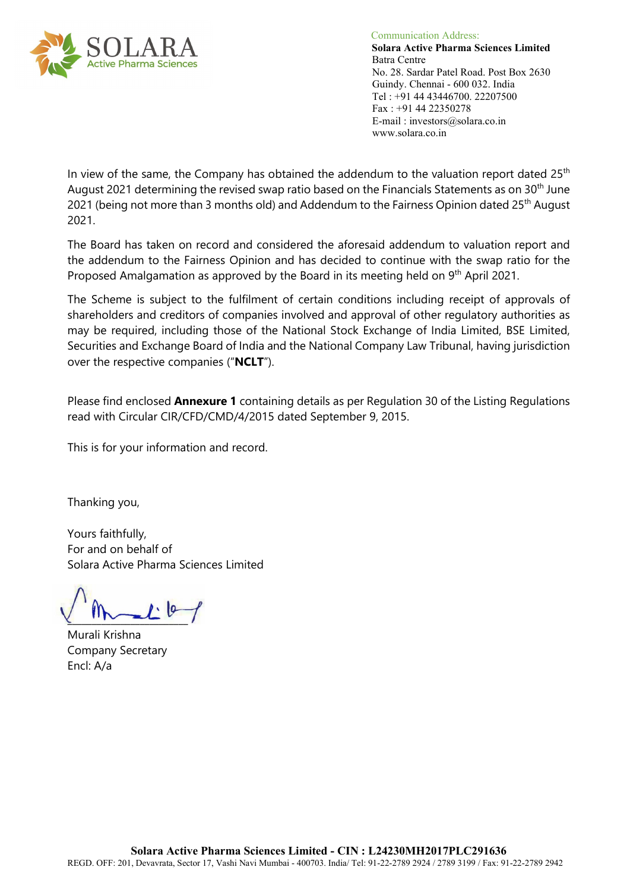In view of the same, the Company has obtained the addendum to the valuation report dated 25th August 2021 determining the revised swap ratio based on the Financials Statements as on 30th June 2021 (being not more than 3 months old) and Addendum to the Fairness Opinion dated 25th August 2021.

The Board has taken on record and considered the aforesaid addendum to valuation report and the addendum to the Fairness Opinion and has decided to continue with the swap ratio for the Proposed Amalgamation as approved by the Board in its meeting held on 9th April 2021.

The Scheme is subject to the fulfilment of certain conditions including receipt of approvals of shareholders and creditors of companies involved and approval of other regulatory authorities as may be required, including those of the National Stock Exchange of India Limited, BSE Limited, Securities and Exchange Board of India and the National Company Law Tribunal, having jurisdiction over the respective companies ("**NCLT**").

Please find enclosed **Annexure 1** containing details as per Regulation 30 of the Listing Regulations read with Circular CIR/CFD/CMD/4/2015 dated September 9, 2015.

This is for your information and record.

Thanking you,

Yours faithfully,
For and on behalf of
Solara Active Pharma Sciences Limited

Murali Krishna
Company Secretary
Encl: A/a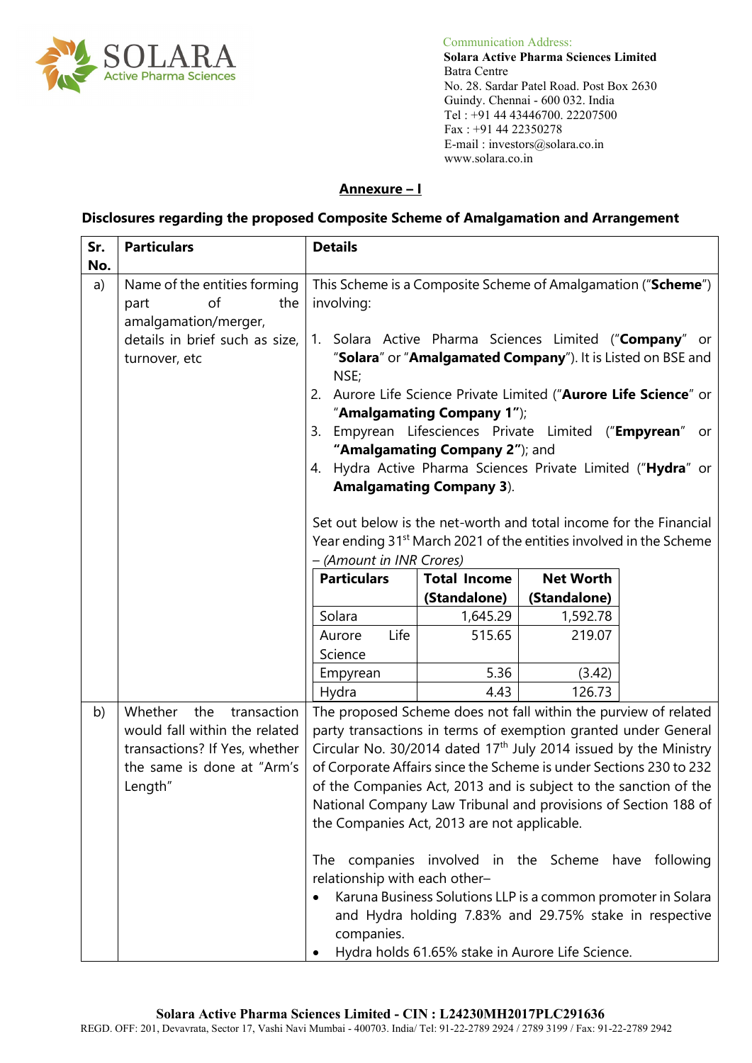Communication Address:
**Solara Active Pharma Sciences Limited**
Batra Centre
No. 28. Sardar Patel Road. Post Box 2630
Guindy. Chennai - 600 032. India
Tel : +91 44 43446700. 22207500
Fax : +91 44 22350278
E-mail : investors@solara.co.in
www.solara.co.in

## Annexure – I

### Disclosures regarding the proposed Composite Scheme of Amalgamation and Arrangement

<table>
<tr><th>Sr. No.</th><th>Particulars</th><th>Details</th></tr>
<tr><td>a)</td><td>Name of the entities forming part of the amalgamation/merger, details in brief such as size, turnover, etc</td><td>This Scheme is a Composite Scheme of Amalgamation ("<b>Scheme</b>") involving:<br><br>1. Solara Active Pharma Sciences Limited ("<b>Company</b>" or "<b>Solara</b>" or "<b>Amalgamated Company</b>"). It is Listed on BSE and NSE;<br>2. Aurore Life Science Private Limited ("<b>Aurore Life Science</b>" or "<b>Amalgamating Company 1</b>");<br>3. Empyrean Lifesciences Private Limited ("<b>Empyrean</b>" or "<b>Amalgamating Company 2</b>"); and<br>4. Hydra Active Pharma Sciences Private Limited ("<b>Hydra</b>" or <b>Amalgamating Company 3</b>).<br><br>Set out below is the net-worth and total income for the Financial Year ending 31st March 2021 of the entities involved in the Scheme – <i>(Amount in INR Crores)</i><br><br>
<table>
<tr><th>Particulars</th><th>Total Income (Standalone)</th><th>Net Worth (Standalone)</th></tr>
<tr><td>Solara</td><td>1,645.29</td><td>1,592.78</td></tr>
<tr><td>Aurore Life Science</td><td>515.65</td><td>219.07</td></tr>
<tr><td>Empyrean</td><td>5.36</td><td>(3.42)</td></tr>
<tr><td>Hydra</td><td>4.43</td><td>126.73</td></tr>
</table>
</td></tr>
<tr><td>b)</td><td>Whether the transaction would fall within the related transactions? If Yes, whether the same is done at "Arm's Length"</td><td>The proposed Scheme does not fall within the purview of related party transactions in terms of exemption granted under General Circular No. 30/2014 dated 17th July 2014 issued by the Ministry of Corporate Affairs since the Scheme is under Sections 230 to 232 of the Companies Act, 2013 and is subject to the sanction of the National Company Law Tribunal and provisions of Section 188 of the Companies Act, 2013 are not applicable.<br><br>The companies involved in the Scheme have following relationship with each other–<br>• Karuna Business Solutions LLP is a common promoter in Solara and Hydra holding 7.83% and 29.75% stake in respective companies.<br>• Hydra holds 61.65% stake in Aurore Life Science.</td></tr>
</table>

**Solara Active Pharma Sciences Limited - CIN : L24230MH2017PLC291636**
REGD. OFF: 201, Devavrata, Sector 17, Vashi Navi Mumbai - 400703. India/ Tel: 91-22-2789 2924 / 2789 3199 / Fax: 91-22-2789 2942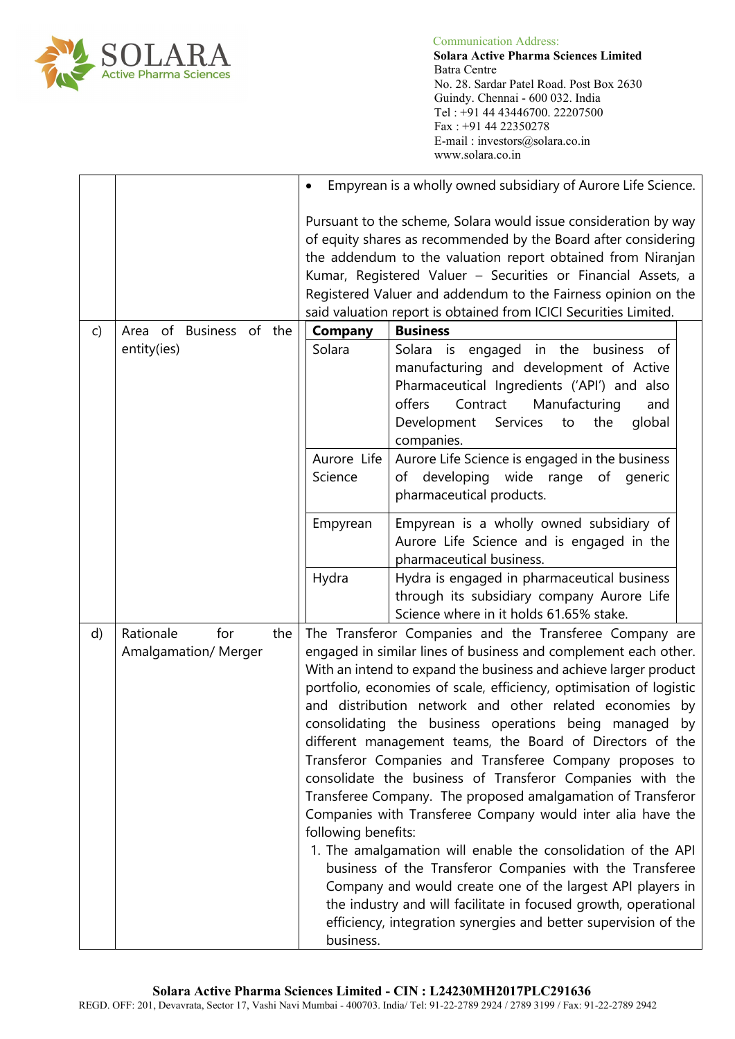| | | |
|---|---|---|
| | | • Empyrean is a wholly owned subsidiary of Aurore Life Science.<br><br>Pursuant to the scheme, Solara would issue consideration by way of equity shares as recommended by the Board after considering the addendum to the valuation report obtained from Niranjan Kumar, Registered Valuer – Securities or Financial Assets, a Registered Valuer and addendum to the Fairness opinion on the said valuation report is obtained from ICICI Securities Limited. |
| c) | Area of Business of the entity(ies) | **Company** / **Business**<br><br>Solara: Solara is engaged in the business of manufacturing and development of Active Pharmaceutical Ingredients ('API') and also offers Contract Manufacturing and Development Services to the global companies.<br><br>Aurore Life Science: Aurore Life Science is engaged in the business of developing wide range of generic pharmaceutical products.<br><br>Empyrean: Empyrean is a wholly owned subsidiary of Aurore Life Science and is engaged in the pharmaceutical business.<br><br>Hydra: Hydra is engaged in pharmaceutical business through its subsidiary company Aurore Life Science where in it holds 61.65% stake. |
| d) | Rationale for the Amalgamation/ Merger | The Transferor Companies and the Transferee Company are engaged in similar lines of business and complement each other. With an intend to expand the business and achieve larger product portfolio, economies of scale, efficiency, optimisation of logistic and distribution network and other related economies by consolidating the business operations being managed by different management teams, the Board of Directors of the Transferor Companies and Transferee Company proposes to consolidate the business of Transferor Companies with the Transferee Company. The proposed amalgamation of Transferor Companies with Transferee Company would inter alia have the following benefits:<br>1. The amalgamation will enable the consolidation of the API business of the Transferor Companies with the Transferee Company and would create one of the largest API players in the industry and will facilitate in focused growth, operational efficiency, integration synergies and better supervision of the business. |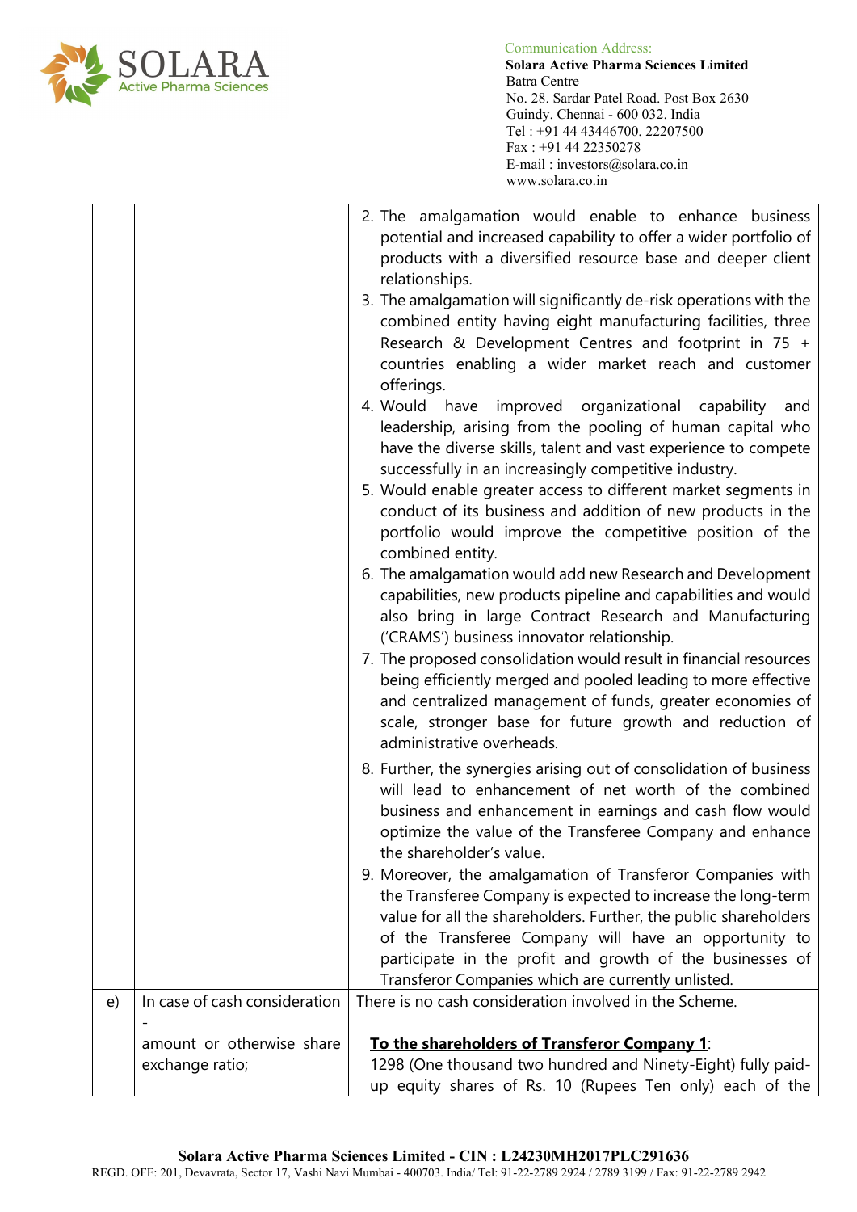| | | |
|---|---|---|
| | | 2. The amalgamation would enable to enhance business potential and increased capability to offer a wider portfolio of products with a diversified resource base and deeper client relationships.<br>3. The amalgamation will significantly de-risk operations with the combined entity having eight manufacturing facilities, three Research & Development Centres and footprint in 75 + countries enabling a wider market reach and customer offerings.<br>4. Would have improved organizational capability and leadership, arising from the pooling of human capital who have the diverse skills, talent and vast experience to compete successfully in an increasingly competitive industry.<br>5. Would enable greater access to different market segments in conduct of its business and addition of new products in the portfolio would improve the competitive position of the combined entity.<br>6. The amalgamation would add new Research and Development capabilities, new products pipeline and capabilities and would also bring in large Contract Research and Manufacturing ('CRAMS') business innovator relationship.<br>7. The proposed consolidation would result in financial resources being efficiently merged and pooled leading to more effective and centralized management of funds, greater economies of scale, stronger base for future growth and reduction of administrative overheads.<br>8. Further, the synergies arising out of consolidation of business will lead to enhancement of net worth of the combined business and enhancement in earnings and cash flow would optimize the value of the Transferee Company and enhance the shareholder's value.<br>9. Moreover, the amalgamation of Transferor Companies with the Transferee Company is expected to increase the long-term value for all the shareholders. Further, the public shareholders of the Transferee Company will have an opportunity to participate in the profit and growth of the businesses of Transferor Companies which are currently unlisted. |
| e) | In case of cash consideration - amount or otherwise share exchange ratio; | There is no cash consideration involved in the Scheme.<br><br>**<u>To the shareholders of Transferor Company 1</u>**:<br>1298 (One thousand two hundred and Ninety-Eight) fully paid-up equity shares of Rs. 10 (Rupees Ten only) each of the |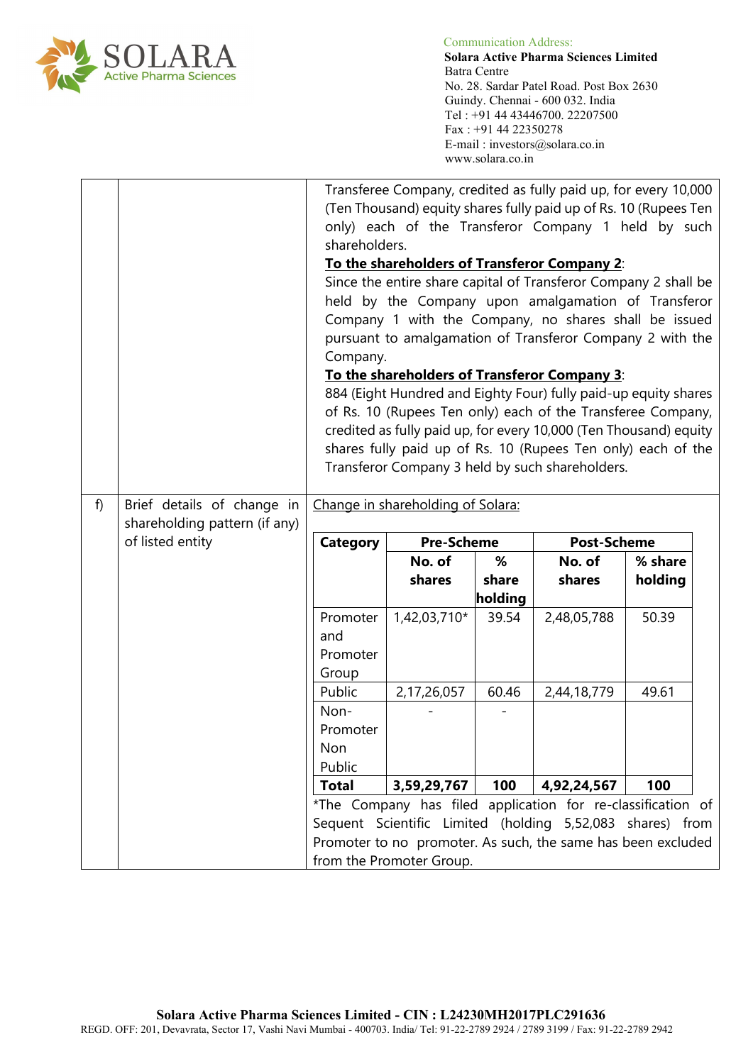| | | |
|---|---|---|
| | | Transferee Company, credited as fully paid up, for every 10,000 (Ten Thousand) equity shares fully paid up of Rs. 10 (Rupees Ten only) each of the Transferor Company 1 held by such shareholders.<br>**To the shareholders of Transferor Company 2**:<br>Since the entire share capital of Transferor Company 2 shall be held by the Company upon amalgamation of Transferor Company 1 with the Company, no shares shall be issued pursuant to amalgamation of Transferor Company 2 with the Company.<br>**To the shareholders of Transferor Company 3**:<br>884 (Eight Hundred and Eighty Four) fully paid-up equity shares of Rs. 10 (Rupees Ten only) each of the Transferee Company, credited as fully paid up, for every 10,000 (Ten Thousand) equity shares fully paid up of Rs. 10 (Rupees Ten only) each of the Transferor Company 3 held by such shareholders. |
| f) | Brief details of change in shareholding pattern (if any) of listed entity | Change in shareholding of Solara: (see table below) |

| Category | Pre-Scheme | | Post-Scheme | |
|---|---|---|---|---|
| | No. of shares | % share holding | No. of shares | % share holding |
| Promoter and Promoter Group | 1,42,03,710* | 39.54 | 2,48,05,788 | 50.39 |
| Public | 2,17,26,057 | 60.46 | 2,44,18,779 | 49.61 |
| Non-Promoter Non Public | - | - | | |
| **Total** | **3,59,29,767** | **100** | **4,92,24,567** | **100** |

*The Company has filed application for re-classification of Sequent Scientific Limited (holding 5,52,083 shares) from Promoter to no promoter. As such, the same has been excluded from the Promoter Group.